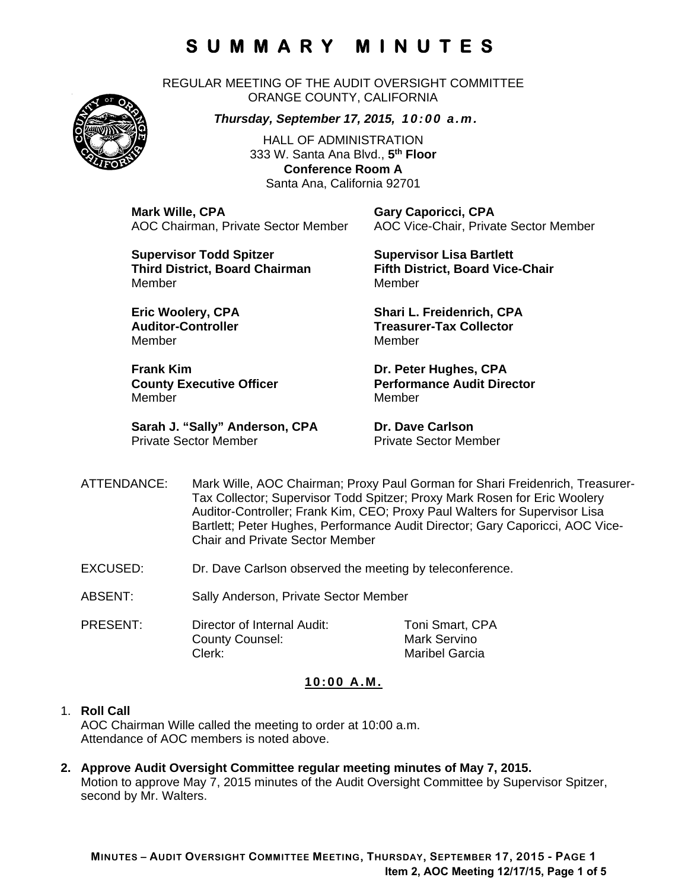# SUMMARY MINUTES

REGULAR MEETING OF THE AUDIT OVERSIGHT COMMITTEE
ORANGE COUNTY, CALIFORNIA

***Thursday, September 17, 2015, 10:00 a.m.***

HALL OF ADMINISTRATION
333 W. Santa Ana Blvd., **5th Floor**
**Conference Room A**
Santa Ana, California 92701

**Mark Wille, CPA**
AOC Chairman, Private Sector Member

**Gary Caporicci, CPA**
AOC Vice-Chair, Private Sector Member

**Supervisor Todd Spitzer**
**Third District, Board Chairman**
Member

**Supervisor Lisa Bartlett**
**Fifth District, Board Vice-Chair**
Member

**Eric Woolery, CPA**
**Auditor-Controller**
Member

**Shari L. Freidenrich, CPA**
**Treasurer-Tax Collector**
Member

**Frank Kim**
**County Executive Officer**
Member

**Dr. Peter Hughes, CPA**
**Performance Audit Director**
Member

**Sarah J. "Sally" Anderson, CPA**
Private Sector Member

**Dr. Dave Carlson**
Private Sector Member

ATTENDANCE: Mark Wille, AOC Chairman; Proxy Paul Gorman for Shari Freidenrich, Treasurer-Tax Collector; Supervisor Todd Spitzer; Proxy Mark Rosen for Eric Woolery Auditor-Controller; Frank Kim, CEO; Proxy Paul Walters for Supervisor Lisa Bartlett; Peter Hughes, Performance Audit Director; Gary Caporicci, AOC Vice-Chair and Private Sector Member

EXCUSED: Dr. Dave Carlson observed the meeting by teleconference.

ABSENT: Sally Anderson, Private Sector Member

PRESENT:

| | |
|---|---|
| Director of Internal Audit: | Toni Smart, CPA |
| County Counsel: | Mark Servino |
| Clerk: | Maribel Garcia |

**10:00 A.M.**

1. **Roll Call**
   AOC Chairman Wille called the meeting to order at 10:00 a.m.
   Attendance of AOC members is noted above.

2. **Approve Audit Oversight Committee regular meeting minutes of May 7, 2015.**
   Motion to approve May 7, 2015 minutes of the Audit Oversight Committee by Supervisor Spitzer, second by Mr. Walters.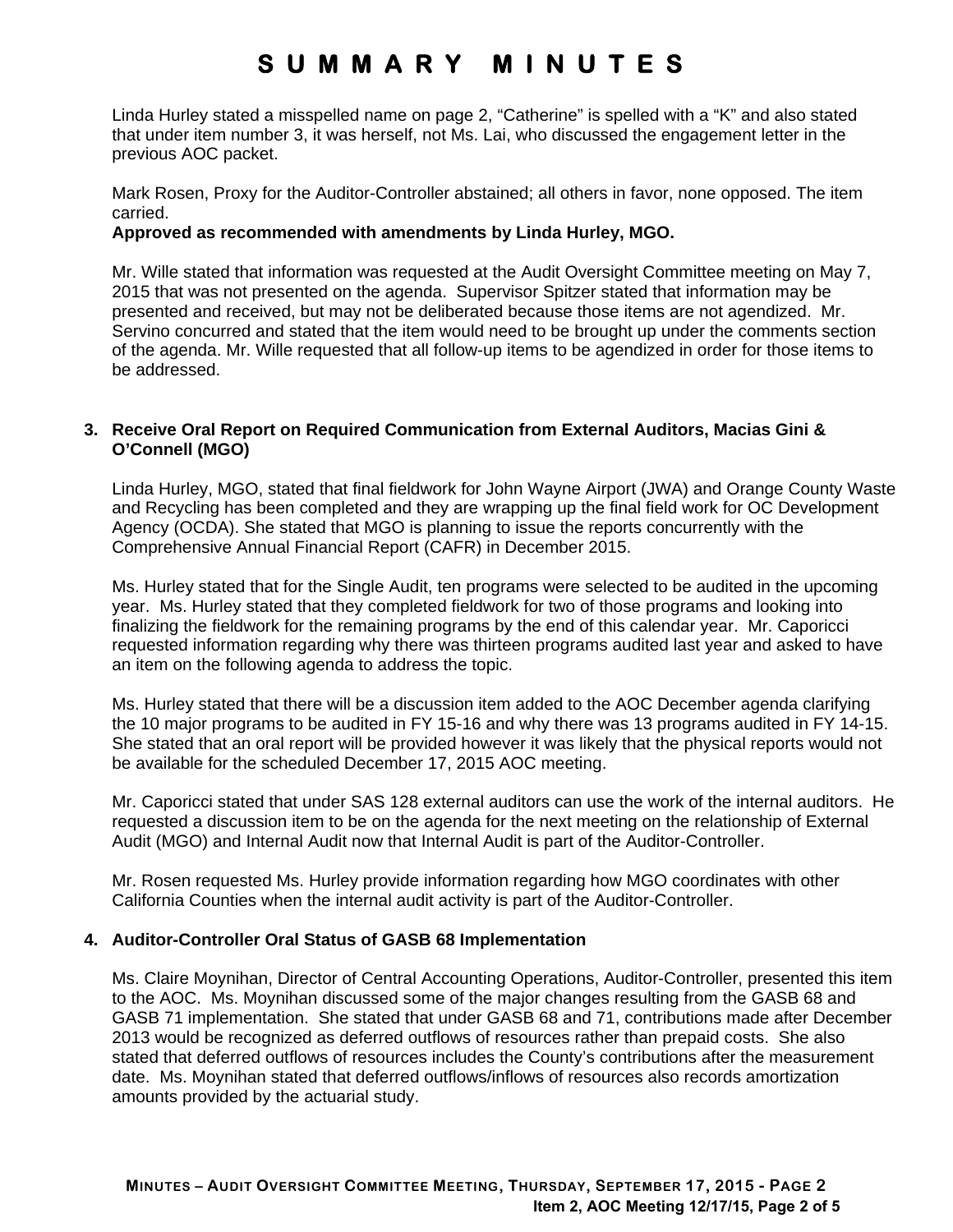Linda Hurley stated a misspelled name on page 2, "Catherine" is spelled with a "K" and also stated that under item number 3, it was herself, not Ms. Lai, who discussed the engagement letter in the previous AOC packet.

Mark Rosen, Proxy for the Auditor-Controller abstained; all others in favor, none opposed. The item carried.
**Approved as recommended with amendments by Linda Hurley, MGO.**

Mr. Wille stated that information was requested at the Audit Oversight Committee meeting on May 7, 2015 that was not presented on the agenda. Supervisor Spitzer stated that information may be presented and received, but may not be deliberated because those items are not agendized. Mr. Servino concurred and stated that the item would need to be brought up under the comments section of the agenda. Mr. Wille requested that all follow-up items to be agendized in order for those items to be addressed.

**3. Receive Oral Report on Required Communication from External Auditors, Macias Gini & O'Connell (MGO)**

Linda Hurley, MGO, stated that final fieldwork for John Wayne Airport (JWA) and Orange County Waste and Recycling has been completed and they are wrapping up the final field work for OC Development Agency (OCDA). She stated that MGO is planning to issue the reports concurrently with the Comprehensive Annual Financial Report (CAFR) in December 2015.

Ms. Hurley stated that for the Single Audit, ten programs were selected to be audited in the upcoming year. Ms. Hurley stated that they completed fieldwork for two of those programs and looking into finalizing the fieldwork for the remaining programs by the end of this calendar year. Mr. Caporicci requested information regarding why there was thirteen programs audited last year and asked to have an item on the following agenda to address the topic.

Ms. Hurley stated that there will be a discussion item added to the AOC December agenda clarifying the 10 major programs to be audited in FY 15-16 and why there was 13 programs audited in FY 14-15. She stated that an oral report will be provided however it was likely that the physical reports would not be available for the scheduled December 17, 2015 AOC meeting.

Mr. Caporicci stated that under SAS 128 external auditors can use the work of the internal auditors. He requested a discussion item to be on the agenda for the next meeting on the relationship of External Audit (MGO) and Internal Audit now that Internal Audit is part of the Auditor-Controller.

Mr. Rosen requested Ms. Hurley provide information regarding how MGO coordinates with other California Counties when the internal audit activity is part of the Auditor-Controller.

**4. Auditor-Controller Oral Status of GASB 68 Implementation**

Ms. Claire Moynihan, Director of Central Accounting Operations, Auditor-Controller, presented this item to the AOC. Ms. Moynihan discussed some of the major changes resulting from the GASB 68 and GASB 71 implementation. She stated that under GASB 68 and 71, contributions made after December 2013 would be recognized as deferred outflows of resources rather than prepaid costs. She also stated that deferred outflows of resources includes the County's contributions after the measurement date. Ms. Moynihan stated that deferred outflows/inflows of resources also records amortization amounts provided by the actuarial study.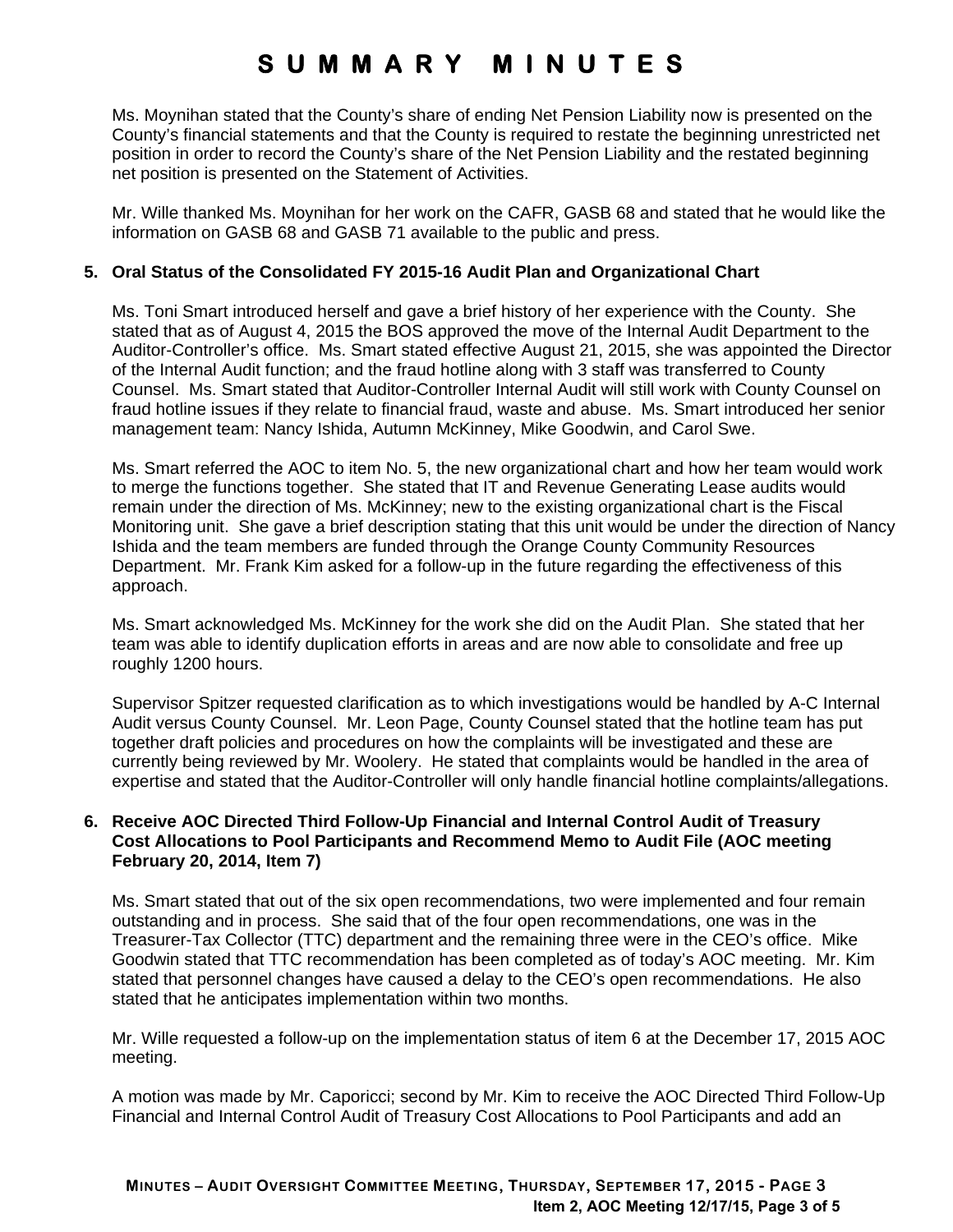Ms. Moynihan stated that the County's share of ending Net Pension Liability now is presented on the County's financial statements and that the County is required to restate the beginning unrestricted net position in order to record the County's share of the Net Pension Liability and the restated beginning net position is presented on the Statement of Activities.

Mr. Wille thanked Ms. Moynihan for her work on the CAFR, GASB 68 and stated that he would like the information on GASB 68 and GASB 71 available to the public and press.

**5. Oral Status of the Consolidated FY 2015-16 Audit Plan and Organizational Chart**

Ms. Toni Smart introduced herself and gave a brief history of her experience with the County. She stated that as of August 4, 2015 the BOS approved the move of the Internal Audit Department to the Auditor-Controller's office. Ms. Smart stated effective August 21, 2015, she was appointed the Director of the Internal Audit function; and the fraud hotline along with 3 staff was transferred to County Counsel. Ms. Smart stated that Auditor-Controller Internal Audit will still work with County Counsel on fraud hotline issues if they relate to financial fraud, waste and abuse. Ms. Smart introduced her senior management team: Nancy Ishida, Autumn McKinney, Mike Goodwin, and Carol Swe.

Ms. Smart referred the AOC to item No. 5, the new organizational chart and how her team would work to merge the functions together. She stated that IT and Revenue Generating Lease audits would remain under the direction of Ms. McKinney; new to the existing organizational chart is the Fiscal Monitoring unit. She gave a brief description stating that this unit would be under the direction of Nancy Ishida and the team members are funded through the Orange County Community Resources Department. Mr. Frank Kim asked for a follow-up in the future regarding the effectiveness of this approach.

Ms. Smart acknowledged Ms. McKinney for the work she did on the Audit Plan. She stated that her team was able to identify duplication efforts in areas and are now able to consolidate and free up roughly 1200 hours.

Supervisor Spitzer requested clarification as to which investigations would be handled by A-C Internal Audit versus County Counsel. Mr. Leon Page, County Counsel stated that the hotline team has put together draft policies and procedures on how the complaints will be investigated and these are currently being reviewed by Mr. Woolery. He stated that complaints would be handled in the area of expertise and stated that the Auditor-Controller will only handle financial hotline complaints/allegations.

**6. Receive AOC Directed Third Follow-Up Financial and Internal Control Audit of Treasury Cost Allocations to Pool Participants and Recommend Memo to Audit File (AOC meeting February 20, 2014, Item 7)**

Ms. Smart stated that out of the six open recommendations, two were implemented and four remain outstanding and in process. She said that of the four open recommendations, one was in the Treasurer-Tax Collector (TTC) department and the remaining three were in the CEO's office. Mike Goodwin stated that TTC recommendation has been completed as of today's AOC meeting. Mr. Kim stated that personnel changes have caused a delay to the CEO's open recommendations. He also stated that he anticipates implementation within two months.

Mr. Wille requested a follow-up on the implementation status of item 6 at the December 17, 2015 AOC meeting.

A motion was made by Mr. Caporicci; second by Mr. Kim to receive the AOC Directed Third Follow-Up Financial and Internal Control Audit of Treasury Cost Allocations to Pool Participants and add an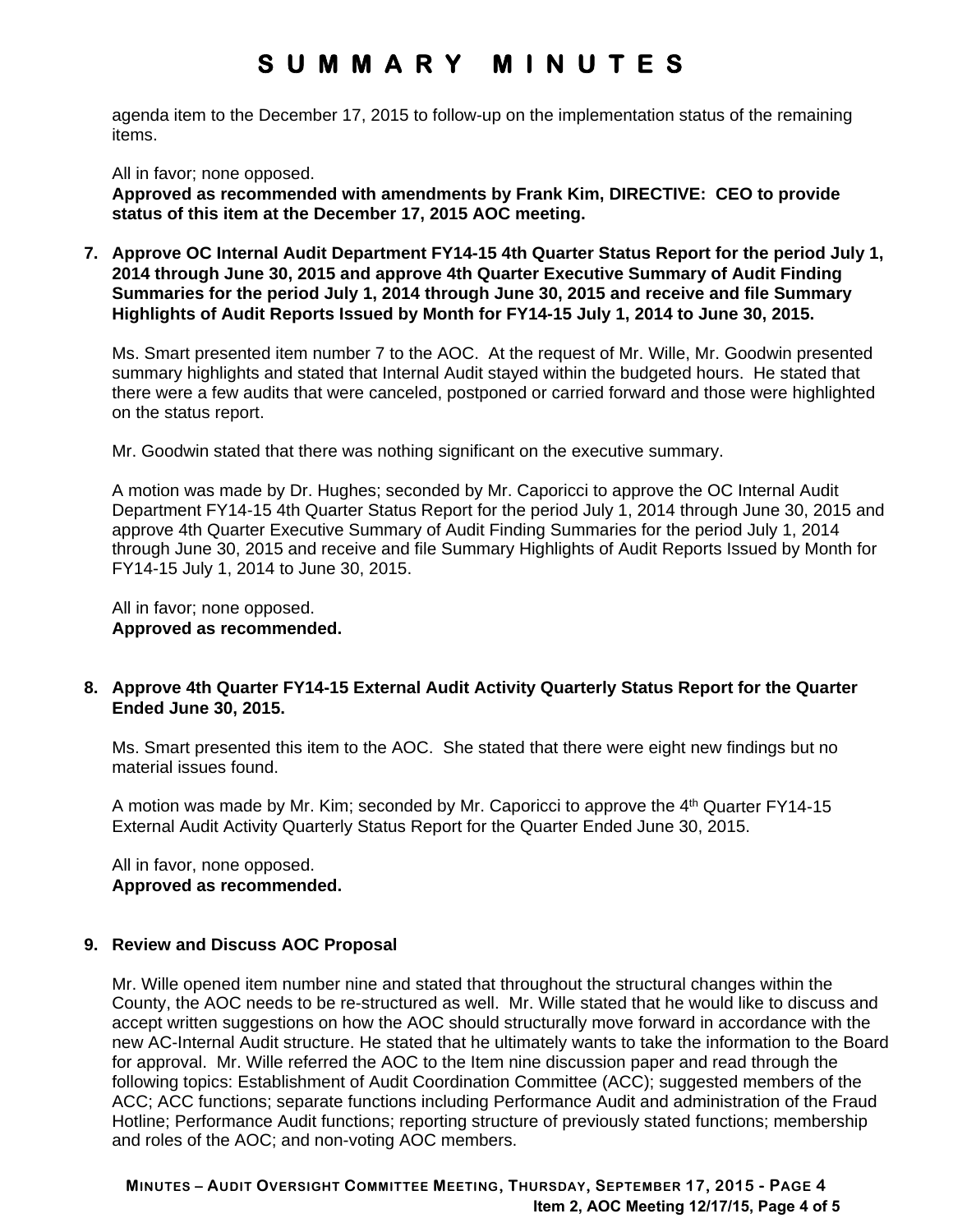agenda item to the December 17, 2015 to follow-up on the implementation status of the remaining items.

All in favor; none opposed.
**Approved as recommended with amendments by Frank Kim, DIRECTIVE: CEO to provide status of this item at the December 17, 2015 AOC meeting.**

**7. Approve OC Internal Audit Department FY14-15 4th Quarter Status Report for the period July 1, 2014 through June 30, 2015 and approve 4th Quarter Executive Summary of Audit Finding Summaries for the period July 1, 2014 through June 30, 2015 and receive and file Summary Highlights of Audit Reports Issued by Month for FY14-15 July 1, 2014 to June 30, 2015.**

Ms. Smart presented item number 7 to the AOC. At the request of Mr. Wille, Mr. Goodwin presented summary highlights and stated that Internal Audit stayed within the budgeted hours. He stated that there were a few audits that were canceled, postponed or carried forward and those were highlighted on the status report.

Mr. Goodwin stated that there was nothing significant on the executive summary.

A motion was made by Dr. Hughes; seconded by Mr. Caporicci to approve the OC Internal Audit Department FY14-15 4th Quarter Status Report for the period July 1, 2014 through June 30, 2015 and approve 4th Quarter Executive Summary of Audit Finding Summaries for the period July 1, 2014 through June 30, 2015 and receive and file Summary Highlights of Audit Reports Issued by Month for FY14-15 July 1, 2014 to June 30, 2015.

All in favor; none opposed.
**Approved as recommended.**

**8. Approve 4th Quarter FY14-15 External Audit Activity Quarterly Status Report for the Quarter Ended June 30, 2015.**

Ms. Smart presented this item to the AOC. She stated that there were eight new findings but no material issues found.

A motion was made by Mr. Kim; seconded by Mr. Caporicci to approve the 4th Quarter FY14-15 External Audit Activity Quarterly Status Report for the Quarter Ended June 30, 2015.

All in favor, none opposed.
**Approved as recommended.**

**9. Review and Discuss AOC Proposal**

Mr. Wille opened item number nine and stated that throughout the structural changes within the County, the AOC needs to be re-structured as well. Mr. Wille stated that he would like to discuss and accept written suggestions on how the AOC should structurally move forward in accordance with the new AC-Internal Audit structure. He stated that he ultimately wants to take the information to the Board for approval. Mr. Wille referred the AOC to the Item nine discussion paper and read through the following topics: Establishment of Audit Coordination Committee (ACC); suggested members of the ACC; ACC functions; separate functions including Performance Audit and administration of the Fraud Hotline; Performance Audit functions; reporting structure of previously stated functions; membership and roles of the AOC; and non-voting AOC members.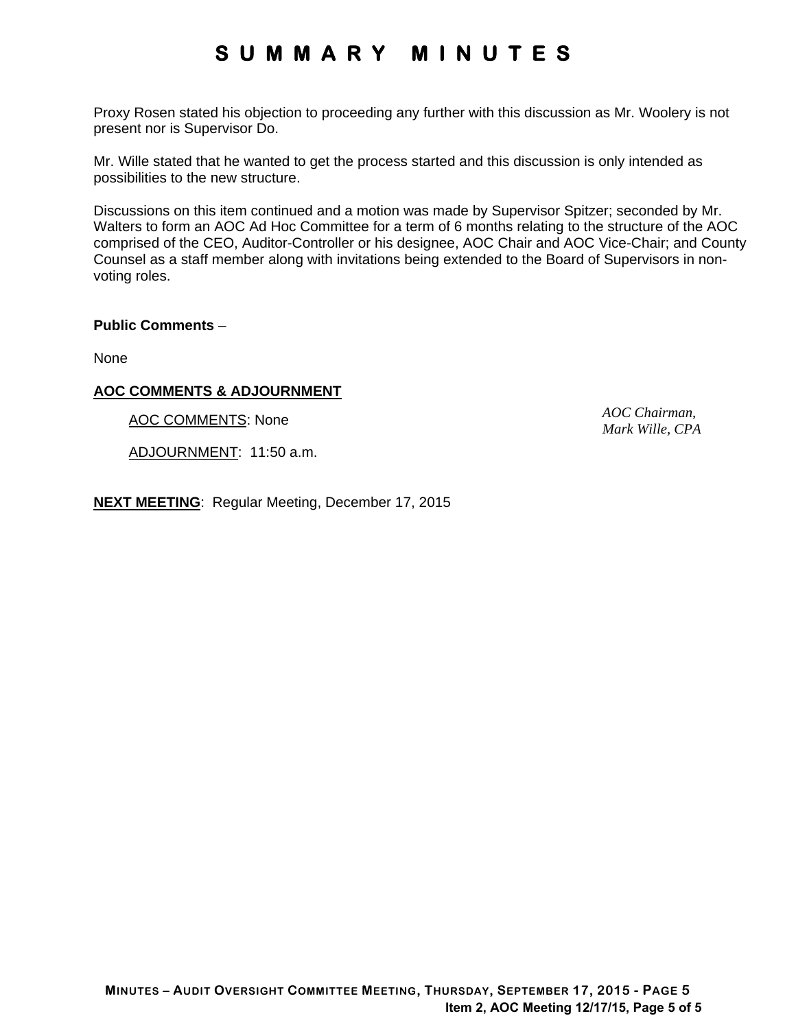# SUMMARY MINUTES

Proxy Rosen stated his objection to proceeding any further with this discussion as Mr. Woolery is not present nor is Supervisor Do.

Mr. Wille stated that he wanted to get the process started and this discussion is only intended as possibilities to the new structure.

Discussions on this item continued and a motion was made by Supervisor Spitzer; seconded by Mr. Walters to form an AOC Ad Hoc Committee for a term of 6 months relating to the structure of the AOC comprised of the CEO, Auditor-Controller or his designee, AOC Chair and AOC Vice-Chair; and County Counsel as a staff member along with invitations being extended to the Board of Supervisors in non-voting roles.

**Public Comments** –

None

**AOC COMMENTS & ADJOURNMENT**

AOC COMMENTS: None

ADJOURNMENT: 11:50 a.m.

*AOC Chairman,*
*Mark Wille, CPA*

**NEXT MEETING**: Regular Meeting, December 17, 2015